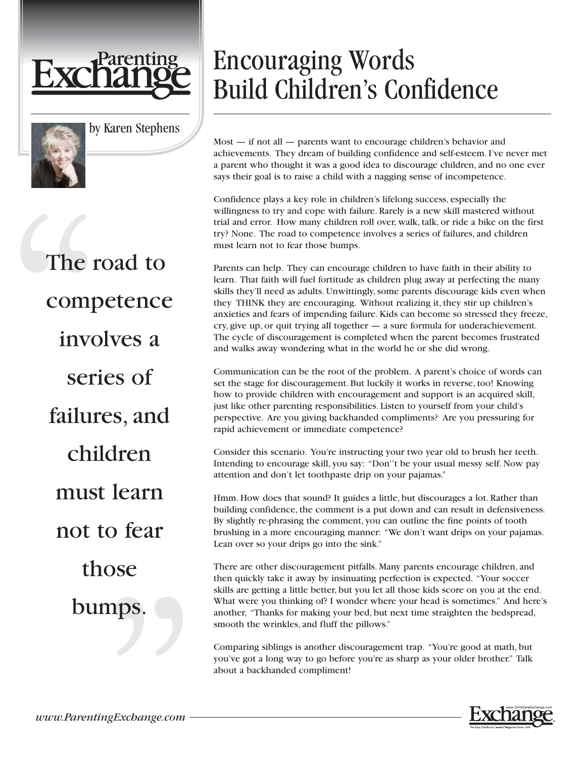# Encouraging Words Build Children's Confidence

by Karen Stephens

> The road to competence involves a series of failures, and children must learn not to fear those bumps.

Most — if not all — parents want to encourage children's behavior and achievements. They dream of building confidence and self-esteem. I've never met a parent who thought it was a good idea to discourage children, and no one ever says their goal is to raise a child with a nagging sense of incompetence.

Confidence plays a key role in children's lifelong success, especially the willingness to try and cope with failure. Rarely is a new skill mastered without trial and error. How many children roll over, walk, talk, or ride a bike on the first try? None. The road to competence involves a series of failures, and children must learn not to fear those bumps.

Parents can help. They can encourage children to have faith in their ability to learn. That faith will fuel fortitude as children plug away at perfecting the many skills they'll need as adults. Unwittingly, some parents discourage kids even when they THINK they are encouraging. Without realizing it, they stir up children's anxieties and fears of impending failure. Kids can become so stressed they freeze, cry, give up, or quit trying all together — a sure formula for underachievement. The cycle of discouragement is completed when the parent becomes frustrated and walks away wondering what in the world he or she did wrong.

Communication can be the root of the problem. A parent's choice of words can set the stage for discouragement. But luckily it works in reverse, too! Knowing how to provide children with encouragement and support is an acquired skill, just like other parenting responsibilities. Listen to yourself from your child's perspective. Are you giving backhanded compliments? Are you pressuring for rapid achievement or immediate competence?

Consider this scenario. You're instructing your two year old to brush her teeth. Intending to encourage skill, you say: "Don''t be your usual messy self. Now pay attention and don't let toothpaste drip on your pajamas."

Hmm. How does that sound? It guides a little, but discourages a lot. Rather than building confidence, the comment is a put down and can result in defensiveness. By slightly re-phrasing the comment, you can outline the fine points of tooth brushing in a more encouraging manner: "We don't want drips on your pajamas. Lean over so your drips go into the sink."

There are other discouragement pitfalls. Many parents encourage children, and then quickly take it away by insinuating perfection is expected. "Your soccer skills are getting a little better, but you let all those kids score on you at the end. What were you thinking of? I wonder where your head is sometimes." And here's another, "Thanks for making your bed, but next time straighten the bedspread, smooth the wrinkles, and fluff the pillows."

Comparing siblings is another discouragement trap. "You're good at math, but you've got a long way to go before you're as sharp as your older brother." Talk about a backhanded compliment!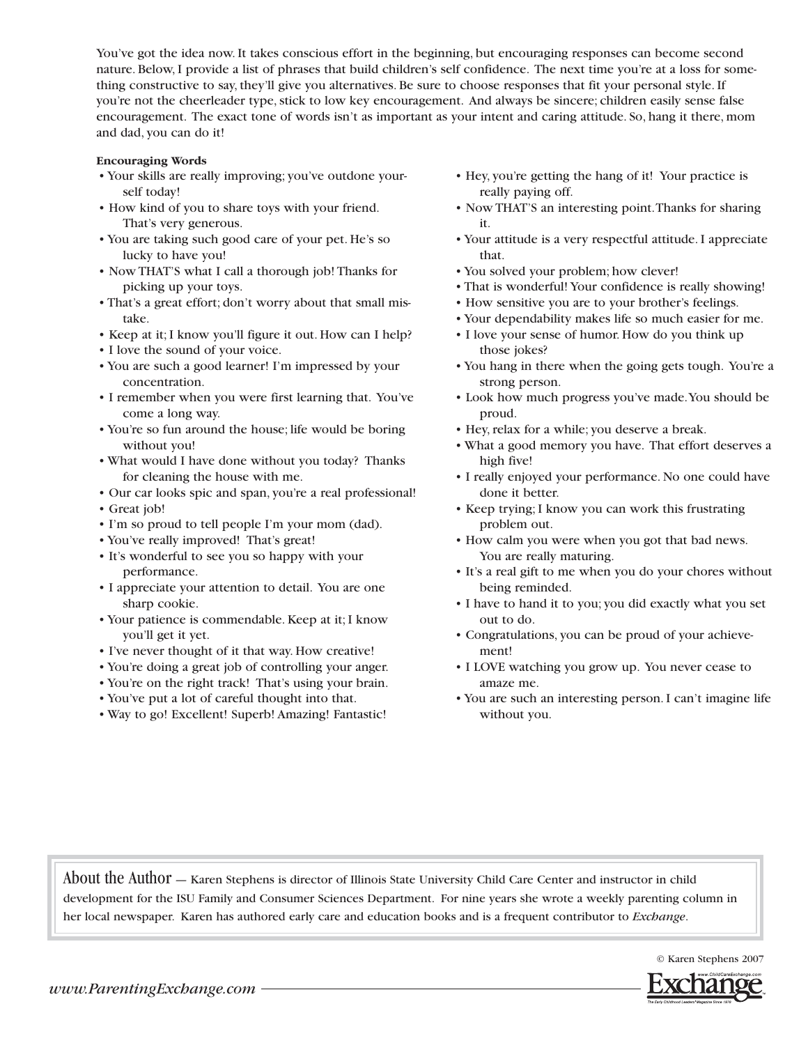You've got the idea now. It takes conscious effort in the beginning, but encouraging responses can become second nature. Below, I provide a list of phrases that build children's self confidence. The next time you're at a loss for something constructive to say, they'll give you alternatives. Be sure to choose responses that fit your personal style. If you're not the cheerleader type, stick to low key encouragement. And always be sincere; children easily sense false encouragement. The exact tone of words isn't as important as your intent and caring attitude. So, hang it there, mom and dad, you can do it!

**Encouraging Words**

- Your skills are really improving; you've outdone yourself today!
- How kind of you to share toys with your friend. That's very generous.
- You are taking such good care of your pet. He's so lucky to have you!
- Now THAT'S what I call a thorough job! Thanks for picking up your toys.
- That's a great effort; don't worry about that small mistake.
- Keep at it; I know you'll figure it out. How can I help?
- I love the sound of your voice.
- You are such a good learner! I'm impressed by your concentration.
- I remember when you were first learning that. You've come a long way.
- You're so fun around the house; life would be boring without you!
- What would I have done without you today? Thanks for cleaning the house with me.
- Our car looks spic and span, you're a real professional!
- Great job!
- I'm so proud to tell people I'm your mom (dad).
- You've really improved! That's great!
- It's wonderful to see you so happy with your performance.
- I appreciate your attention to detail. You are one sharp cookie.
- Your patience is commendable. Keep at it; I know you'll get it yet.
- I've never thought of it that way. How creative!
- You're doing a great job of controlling your anger.
- You're on the right track! That's using your brain.
- You've put a lot of careful thought into that.
- Way to go! Excellent! Superb! Amazing! Fantastic!
- Hey, you're getting the hang of it! Your practice is really paying off.
- Now THAT'S an interesting point. Thanks for sharing it.
- Your attitude is a very respectful attitude. I appreciate that.
- You solved your problem; how clever!
- That is wonderful! Your confidence is really showing!
- How sensitive you are to your brother's feelings.
- Your dependability makes life so much easier for me.
- I love your sense of humor. How do you think up those jokes?
- You hang in there when the going gets tough. You're a strong person.
- Look how much progress you've made. You should be proud.
- Hey, relax for a while; you deserve a break.
- What a good memory you have. That effort deserves a high five!
- I really enjoyed your performance. No one could have done it better.
- Keep trying; I know you can work this frustrating problem out.
- How calm you were when you got that bad news. You are really maturing.
- It's a real gift to me when you do your chores without being reminded.
- I have to hand it to you; you did exactly what you set out to do.
- Congratulations, you can be proud of your achievement!
- I LOVE watching you grow up. You never cease to amaze me.
- You are such an interesting person. I can't imagine life without you.

About the Author — Karen Stephens is director of Illinois State University Child Care Center and instructor in child development for the ISU Family and Consumer Sciences Department. For nine years she wrote a weekly parenting column in her local newspaper. Karen has authored early care and education books and is a frequent contributor to *Exchange*.

© Karen Stephens 2007